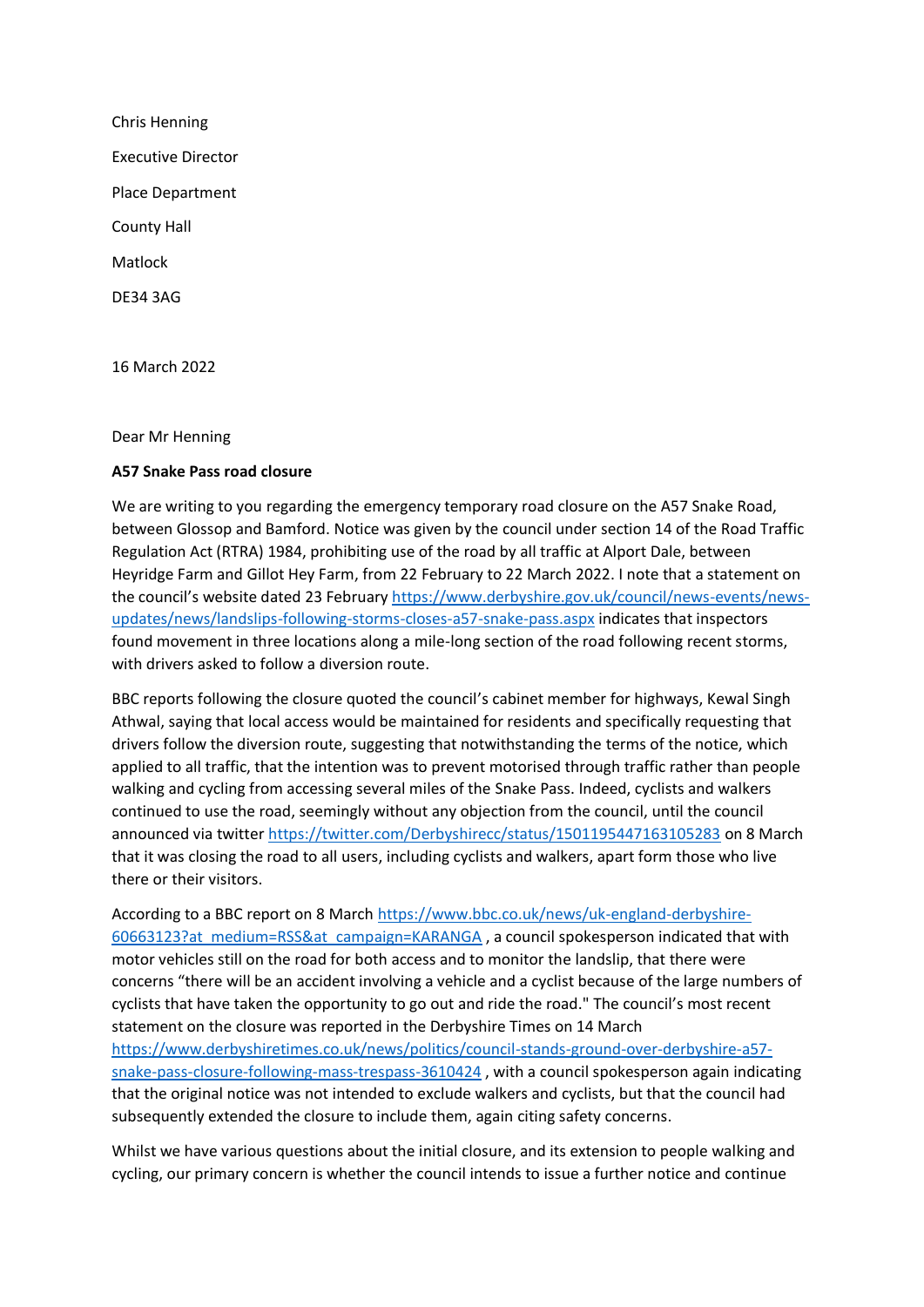Chris Henning

Executive Director

Place Department

County Hall

Matlock

DE34 3AG

16 March 2022

Dear Mr Henning

**A57 Snake Pass road closure**

We are writing to you regarding the emergency temporary road closure on the A57 Snake Road, between Glossop and Bamford. Notice was given by the council under section 14 of the Road Traffic Regulation Act (RTRA) 1984, prohibiting use of the road by all traffic at Alport Dale, between Heyridge Farm and Gillot Hey Farm, from 22 February to 22 March 2022. I note that a statement on the council's website dated 23 February https://www.derbyshire.gov.uk/council/news-events/news-updates/news/landslips-following-storms-closes-a57-snake-pass.aspx indicates that inspectors found movement in three locations along a mile-long section of the road following recent storms, with drivers asked to follow a diversion route.

BBC reports following the closure quoted the council's cabinet member for highways, Kewal Singh Athwal, saying that local access would be maintained for residents and specifically requesting that drivers follow the diversion route, suggesting that notwithstanding the terms of the notice, which applied to all traffic, that the intention was to prevent motorised through traffic rather than people walking and cycling from accessing several miles of the Snake Pass. Indeed, cyclists and walkers continued to use the road, seemingly without any objection from the council, until the council announced via twitter https://twitter.com/Derbyshirecc/status/1501195447163105283 on 8 March that it was closing the road to all users, including cyclists and walkers, apart form those who live there or their visitors.

According to a BBC report on 8 March https://www.bbc.co.uk/news/uk-england-derbyshire-60663123?at_medium=RSS&at_campaign=KARANGA , a council spokesperson indicated that with motor vehicles still on the road for both access and to monitor the landslip, that there were concerns "there will be an accident involving a vehicle and a cyclist because of the large numbers of cyclists that have taken the opportunity to go out and ride the road." The council's most recent statement on the closure was reported in the Derbyshire Times on 14 March https://www.derbyshiretimes.co.uk/news/politics/council-stands-ground-over-derbyshire-a57-snake-pass-closure-following-mass-trespass-3610424 , with a council spokesperson again indicating that the original notice was not intended to exclude walkers and cyclists, but that the council had subsequently extended the closure to include them, again citing safety concerns.

Whilst we have various questions about the initial closure, and its extension to people walking and cycling, our primary concern is whether the council intends to issue a further notice and continue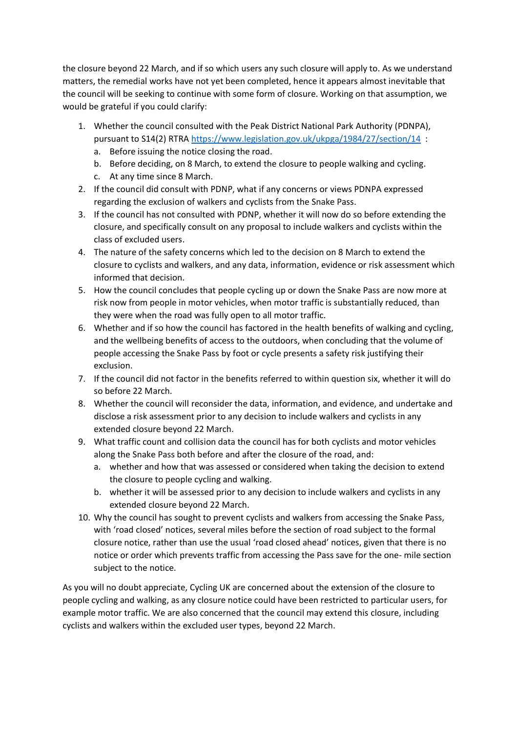the closure beyond 22 March, and if so which users any such closure will apply to. As we understand matters, the remedial works have not yet been completed, hence it appears almost inevitable that the council will be seeking to continue with some form of closure. Working on that assumption, we would be grateful if you could clarify:

1. Whether the council consulted with the Peak District National Park Authority (PDNPA), pursuant to S14(2) RTRA https://www.legislation.gov.uk/ukpga/1984/27/section/14 :
   a. Before issuing the notice closing the road.
   b. Before deciding, on 8 March, to extend the closure to people walking and cycling.
   c. At any time since 8 March.
2. If the council did consult with PDNP, what if any concerns or views PDNPA expressed regarding the exclusion of walkers and cyclists from the Snake Pass.
3. If the council has not consulted with PDNP, whether it will now do so before extending the closure, and specifically consult on any proposal to include walkers and cyclists within the class of excluded users.
4. The nature of the safety concerns which led to the decision on 8 March to extend the closure to cyclists and walkers, and any data, information, evidence or risk assessment which informed that decision.
5. How the council concludes that people cycling up or down the Snake Pass are now more at risk now from people in motor vehicles, when motor traffic is substantially reduced, than they were when the road was fully open to all motor traffic.
6. Whether and if so how the council has factored in the health benefits of walking and cycling, and the wellbeing benefits of access to the outdoors, when concluding that the volume of people accessing the Snake Pass by foot or cycle presents a safety risk justifying their exclusion.
7. If the council did not factor in the benefits referred to within question six, whether it will do so before 22 March.
8. Whether the council will reconsider the data, information, and evidence, and undertake and disclose a risk assessment prior to any decision to include walkers and cyclists in any extended closure beyond 22 March.
9. What traffic count and collision data the council has for both cyclists and motor vehicles along the Snake Pass both before and after the closure of the road, and:
   a. whether and how that was assessed or considered when taking the decision to extend the closure to people cycling and walking.
   b. whether it will be assessed prior to any decision to include walkers and cyclists in any extended closure beyond 22 March.
10. Why the council has sought to prevent cyclists and walkers from accessing the Snake Pass, with 'road closed' notices, several miles before the section of road subject to the formal closure notice, rather than use the usual 'road closed ahead' notices, given that there is no notice or order which prevents traffic from accessing the Pass save for the one- mile section subject to the notice.

As you will no doubt appreciate, Cycling UK are concerned about the extension of the closure to people cycling and walking, as any closure notice could have been restricted to particular users, for example motor traffic. We are also concerned that the council may extend this closure, including cyclists and walkers within the excluded user types, beyond 22 March.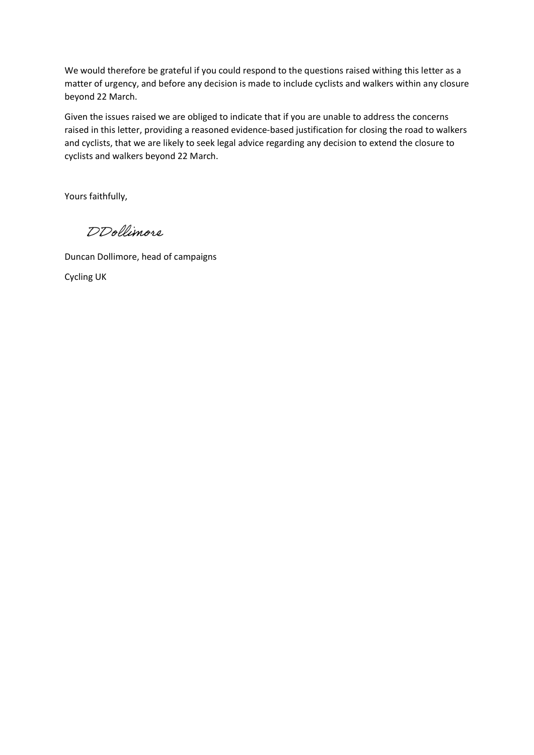We would therefore be grateful if you could respond to the questions raised withing this letter as a matter of urgency, and before any decision is made to include cyclists and walkers within any closure beyond 22 March.

Given the issues raised we are obliged to indicate that if you are unable to address the concerns raised in this letter, providing a reasoned evidence-based justification for closing the road to walkers and cyclists, that we are likely to seek legal advice regarding any decision to extend the closure to cyclists and walkers beyond 22 March.

Yours faithfully,

*DDollimore*

Duncan Dollimore, head of campaigns

Cycling UK